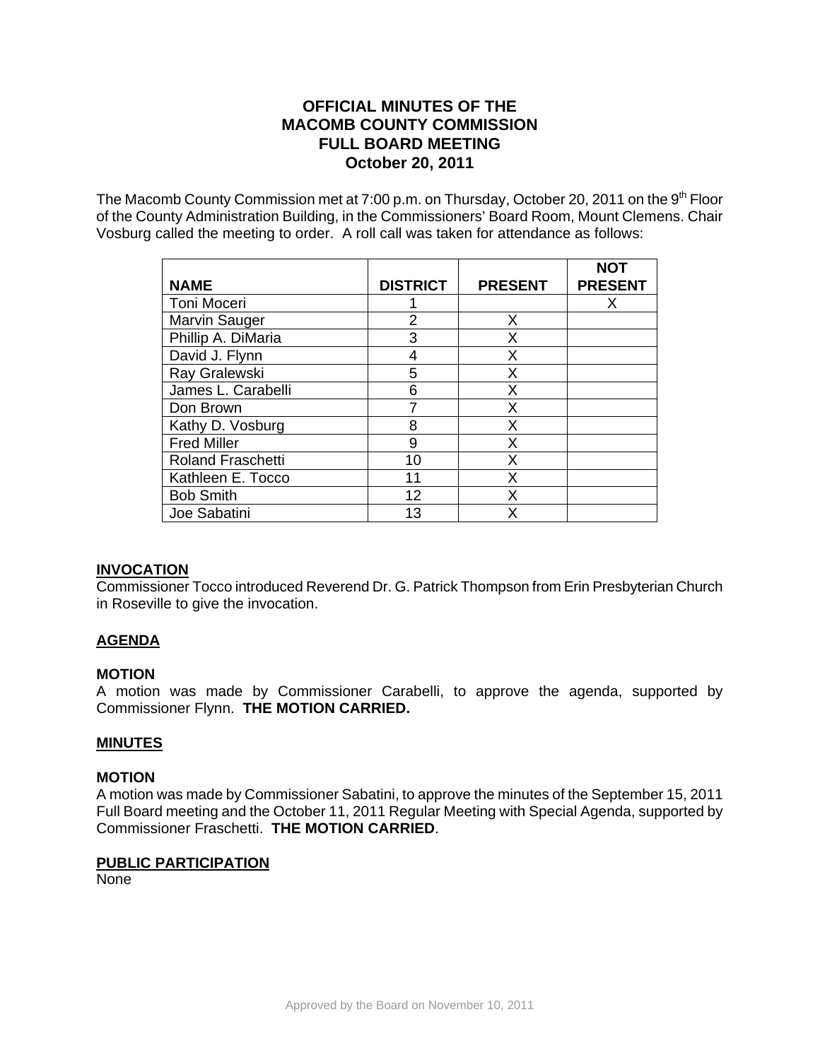# OFFICIAL MINUTES OF THE MACOMB COUNTY COMMISSION FULL BOARD MEETING October 20, 2011

The Macomb County Commission met at 7:00 p.m. on Thursday, October 20, 2011 on the 9th Floor of the County Administration Building, in the Commissioners' Board Room, Mount Clemens. Chair Vosburg called the meeting to order. A roll call was taken for attendance as follows:

| NAME | DISTRICT | PRESENT | NOT PRESENT |
|---|---|---|---|
| Toni Moceri | 1 | | X |
| Marvin Sauger | 2 | X | |
| Phillip A. DiMaria | 3 | X | |
| David J. Flynn | 4 | X | |
| Ray Gralewski | 5 | X | |
| James L. Carabelli | 6 | X | |
| Don Brown | 7 | X | |
| Kathy D. Vosburg | 8 | X | |
| Fred Miller | 9 | X | |
| Roland Fraschetti | 10 | X | |
| Kathleen E. Tocco | 11 | X | |
| Bob Smith | 12 | X | |
| Joe Sabatini | 13 | X | |

## INVOCATION

Commissioner Tocco introduced Reverend Dr. G. Patrick Thompson from Erin Presbyterian Church in Roseville to give the invocation.

## AGENDA

### MOTION

A motion was made by Commissioner Carabelli, to approve the agenda, supported by Commissioner Flynn. **THE MOTION CARRIED.**

## MINUTES

### MOTION

A motion was made by Commissioner Sabatini, to approve the minutes of the September 15, 2011 Full Board meeting and the October 11, 2011 Regular Meeting with Special Agenda, supported by Commissioner Fraschetti. **THE MOTION CARRIED**.

## PUBLIC PARTICIPATION

None

Approved by the Board on November 10, 2011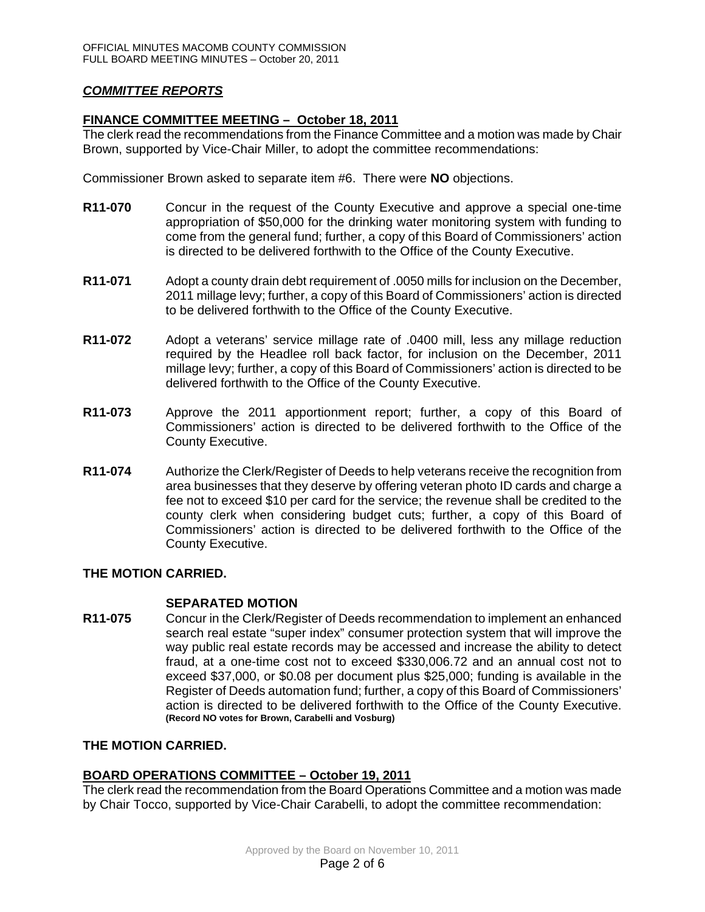## ***COMMITTEE REPORTS***

### **FINANCE COMMITTEE MEETING – October 18, 2011**

The clerk read the recommendations from the Finance Committee and a motion was made by Chair Brown, supported by Vice-Chair Miller, to adopt the committee recommendations:

Commissioner Brown asked to separate item #6. There were **NO** objections.

**R11-070** Concur in the request of the County Executive and approve a special one-time appropriation of $50,000 for the drinking water monitoring system with funding to come from the general fund; further, a copy of this Board of Commissioners' action is directed to be delivered forthwith to the Office of the County Executive.

**R11-071** Adopt a county drain debt requirement of .0050 mills for inclusion on the December, 2011 millage levy; further, a copy of this Board of Commissioners' action is directed to be delivered forthwith to the Office of the County Executive.

**R11-072** Adopt a veterans' service millage rate of .0400 mill, less any millage reduction required by the Headlee roll back factor, for inclusion on the December, 2011 millage levy; further, a copy of this Board of Commissioners' action is directed to be delivered forthwith to the Office of the County Executive.

**R11-073** Approve the 2011 apportionment report; further, a copy of this Board of Commissioners' action is directed to be delivered forthwith to the Office of the County Executive.

**R11-074** Authorize the Clerk/Register of Deeds to help veterans receive the recognition from area businesses that they deserve by offering veteran photo ID cards and charge a fee not to exceed $10 per card for the service; the revenue shall be credited to the county clerk when considering budget cuts; further, a copy of this Board of Commissioners' action is directed to be delivered forthwith to the Office of the County Executive.

**THE MOTION CARRIED.**

**SEPARATED MOTION**

**R11-075** Concur in the Clerk/Register of Deeds recommendation to implement an enhanced search real estate "super index" consumer protection system that will improve the way public real estate records may be accessed and increase the ability to detect fraud, at a one-time cost not to exceed $330,006.72 and an annual cost not to exceed $37,000, or $0.08 per document plus $25,000; funding is available in the Register of Deeds automation fund; further, a copy of this Board of Commissioners' action is directed to be delivered forthwith to the Office of the County Executive. **(Record NO votes for Brown, Carabelli and Vosburg)**

**THE MOTION CARRIED.**

### **BOARD OPERATIONS COMMITTEE – October 19, 2011**

The clerk read the recommendation from the Board Operations Committee and a motion was made by Chair Tocco, supported by Vice-Chair Carabelli, to adopt the committee recommendation: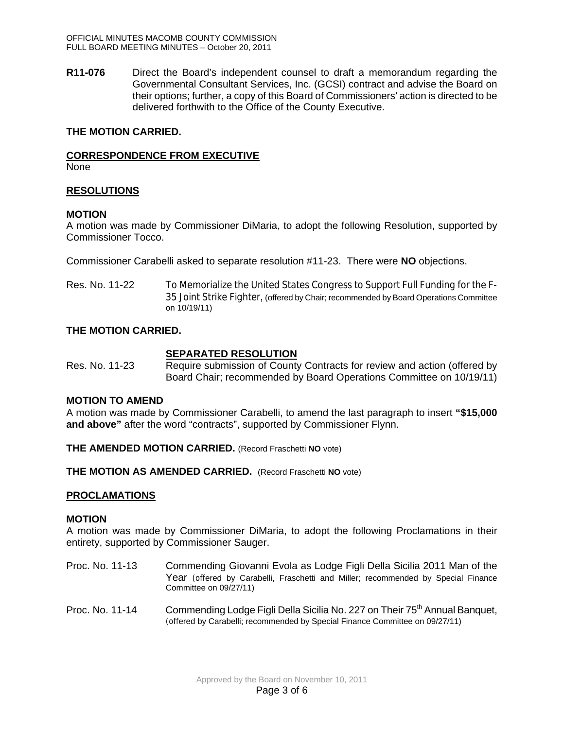**R11-076** Direct the Board's independent counsel to draft a memorandum regarding the Governmental Consultant Services, Inc. (GCSI) contract and advise the Board on their options; further, a copy of this Board of Commissioners' action is directed to be delivered forthwith to the Office of the County Executive.

**THE MOTION CARRIED.**

**CORRESPONDENCE FROM EXECUTIVE**

None

**RESOLUTIONS**

**MOTION**

A motion was made by Commissioner DiMaria, to adopt the following Resolution, supported by Commissioner Tocco.

Commissioner Carabelli asked to separate resolution #11-23. There were **NO** objections.

Res. No. 11-22 To Memorialize the United States Congress to Support Full Funding for the F-35 Joint Strike Fighter, (offered by Chair; recommended by Board Operations Committee on 10/19/11)

**THE MOTION CARRIED.**

**SEPARATED RESOLUTION**

Res. No. 11-23 Require submission of County Contracts for review and action (offered by Board Chair; recommended by Board Operations Committee on 10/19/11)

**MOTION TO AMEND**

A motion was made by Commissioner Carabelli, to amend the last paragraph to insert **"$15,000 and above"** after the word "contracts", supported by Commissioner Flynn.

**THE AMENDED MOTION CARRIED.** (Record Fraschetti **NO** vote)

**THE MOTION AS AMENDED CARRIED.** (Record Fraschetti **NO** vote)

**PROCLAMATIONS**

**MOTION**

A motion was made by Commissioner DiMaria, to adopt the following Proclamations in their entirety, supported by Commissioner Sauger.

Proc. No. 11-13 Commending Giovanni Evola as Lodge Figli Della Sicilia 2011 Man of the Year (offered by Carabelli, Fraschetti and Miller; recommended by Special Finance Committee on 09/27/11)

Proc. No. 11-14 Commending Lodge Figli Della Sicilia No. 227 on Their 75th Annual Banquet, (offered by Carabelli; recommended by Special Finance Committee on 09/27/11)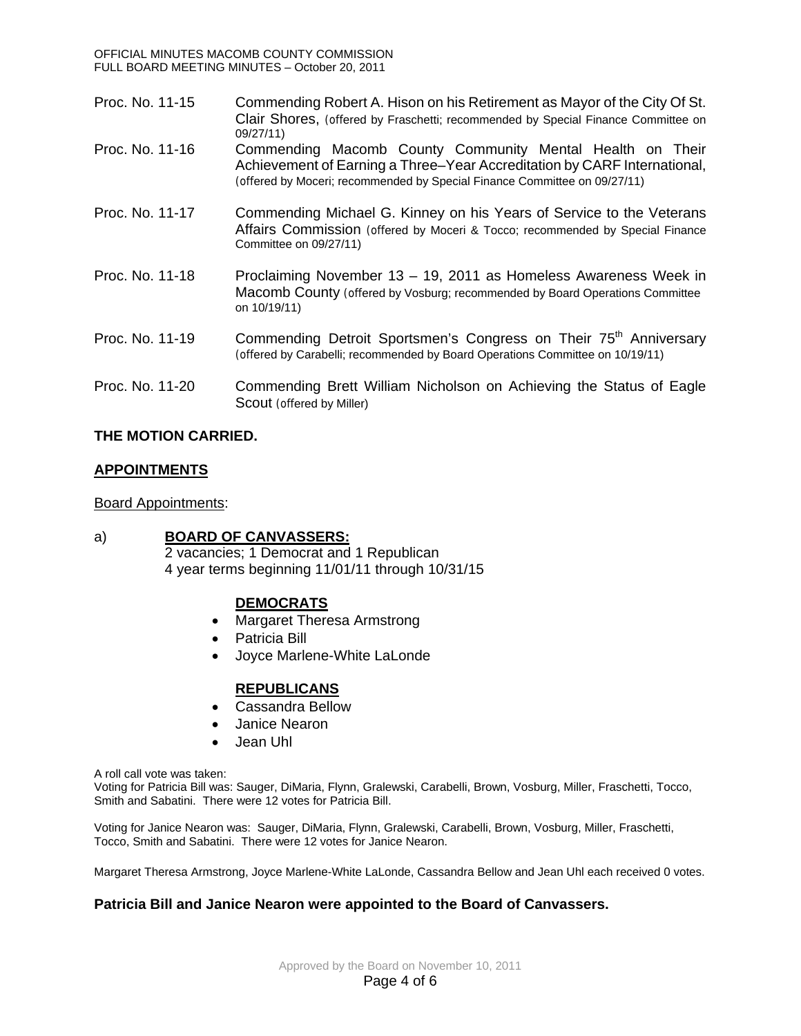Proc. No. 11-15 Commending Robert A. Hison on his Retirement as Mayor of the City Of St. Clair Shores, (offered by Fraschetti; recommended by Special Finance Committee on 09/27/11)

Proc. No. 11-16 Commending Macomb County Community Mental Health on Their Achievement of Earning a Three–Year Accreditation by CARF International, (offered by Moceri; recommended by Special Finance Committee on 09/27/11)

Proc. No. 11-17 Commending Michael G. Kinney on his Years of Service to the Veterans Affairs Commission (offered by Moceri & Tocco; recommended by Special Finance Committee on 09/27/11)

Proc. No. 11-18 Proclaiming November 13 – 19, 2011 as Homeless Awareness Week in Macomb County (offered by Vosburg; recommended by Board Operations Committee on 10/19/11)

Proc. No. 11-19 Commending Detroit Sportsmen's Congress on Their 75th Anniversary (offered by Carabelli; recommended by Board Operations Committee on 10/19/11)

Proc. No. 11-20 Commending Brett William Nicholson on Achieving the Status of Eagle Scout (offered by Miller)

**THE MOTION CARRIED.**

## APPOINTMENTS

Board Appointments:

a) **BOARD OF CANVASSERS:**
2 vacancies; 1 Democrat and 1 Republican
4 year terms beginning 11/01/11 through 10/31/15

**DEMOCRATS**

- Margaret Theresa Armstrong
- Patricia Bill
- Joyce Marlene-White LaLonde

**REPUBLICANS**

- Cassandra Bellow
- Janice Nearon
- Jean Uhl

A roll call vote was taken:
Voting for Patricia Bill was: Sauger, DiMaria, Flynn, Gralewski, Carabelli, Brown, Vosburg, Miller, Fraschetti, Tocco, Smith and Sabatini. There were 12 votes for Patricia Bill.

Voting for Janice Nearon was: Sauger, DiMaria, Flynn, Gralewski, Carabelli, Brown, Vosburg, Miller, Fraschetti, Tocco, Smith and Sabatini. There were 12 votes for Janice Nearon.

Margaret Theresa Armstrong, Joyce Marlene-White LaLonde, Cassandra Bellow and Jean Uhl each received 0 votes.

**Patricia Bill and Janice Nearon were appointed to the Board of Canvassers.**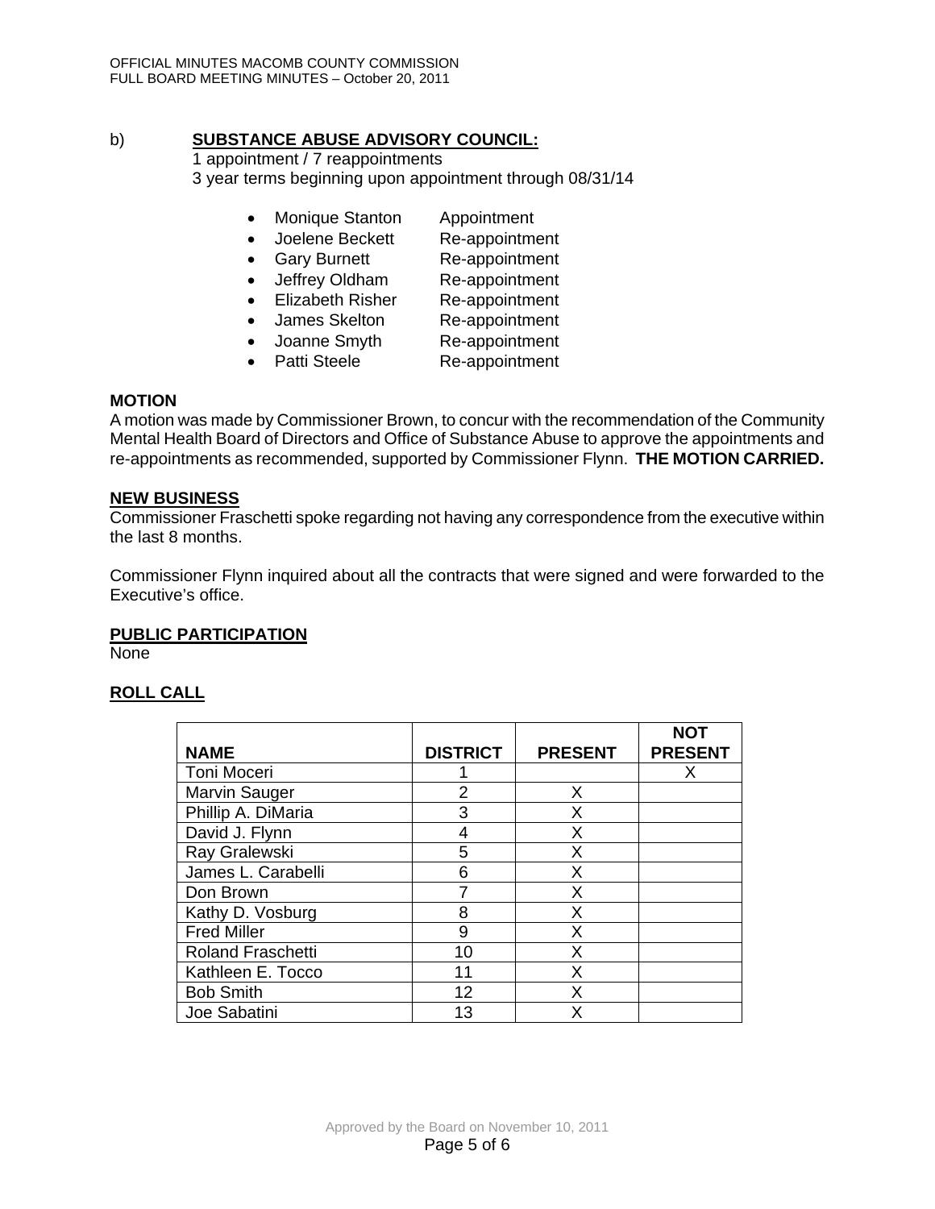b) **SUBSTANCE ABUSE ADVISORY COUNCIL:**

1 appointment / 7 reappointments
3 year terms beginning upon appointment through 08/31/14

- Monique Stanton Appointment
- Joelene Beckett Re-appointment
- Gary Burnett Re-appointment
- Jeffrey Oldham Re-appointment
- Elizabeth Risher Re-appointment
- James Skelton Re-appointment
- Joanne Smyth Re-appointment
- Patti Steele Re-appointment

**MOTION**

A motion was made by Commissioner Brown, to concur with the recommendation of the Community Mental Health Board of Directors and Office of Substance Abuse to approve the appointments and re-appointments as recommended, supported by Commissioner Flynn. **THE MOTION CARRIED.**

**NEW BUSINESS**

Commissioner Fraschetti spoke regarding not having any correspondence from the executive within the last 8 months.

Commissioner Flynn inquired about all the contracts that were signed and were forwarded to the Executive's office.

**PUBLIC PARTICIPATION**

None

**ROLL CALL**

| NAME | DISTRICT | PRESENT | NOT PRESENT |
|---|---|---|---|
| Toni Moceri | 1 | | X |
| Marvin Sauger | 2 | X | |
| Phillip A. DiMaria | 3 | X | |
| David J. Flynn | 4 | X | |
| Ray Gralewski | 5 | X | |
| James L. Carabelli | 6 | X | |
| Don Brown | 7 | X | |
| Kathy D. Vosburg | 8 | X | |
| Fred Miller | 9 | X | |
| Roland Fraschetti | 10 | X | |
| Kathleen E. Tocco | 11 | X | |
| Bob Smith | 12 | X | |
| Joe Sabatini | 13 | X | |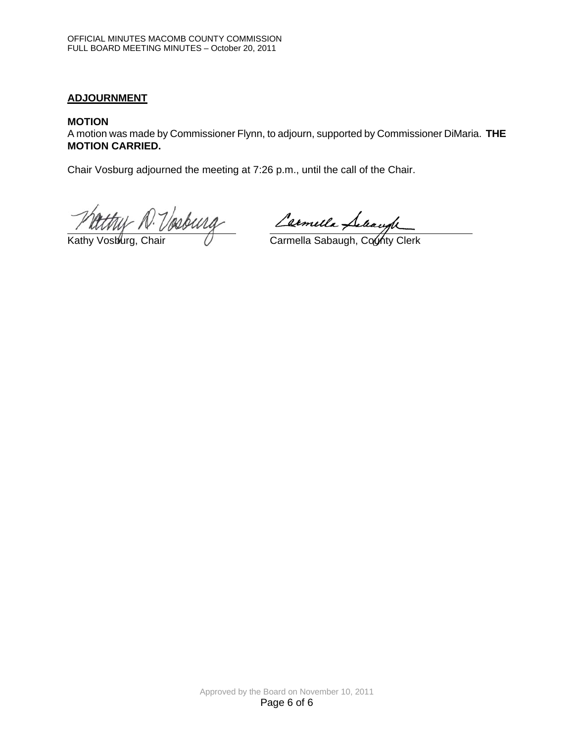## ADJOURNMENT

**MOTION**

A motion was made by Commissioner Flynn, to adjourn, supported by Commissioner DiMaria. **THE MOTION CARRIED.**

Chair Vosburg adjourned the meeting at 7:26 p.m., until the call of the Chair.

Kathy Vosburg, Chair

Carmella Sabaugh, County Clerk

Approved by the Board on November 10, 2011